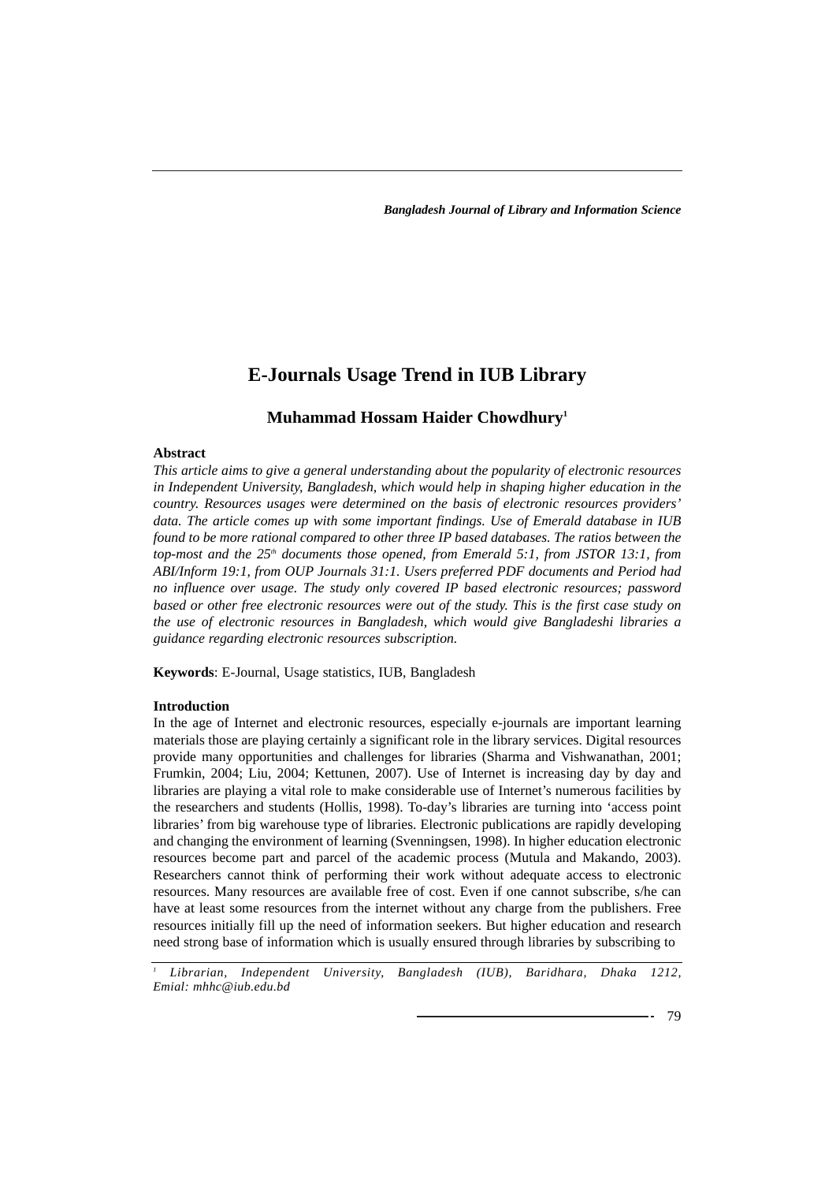# E-Journals Usage Trend in IUB Library

**Muhammad Hossam Haider Chowdhury**[1]

**Abstract**

*This article aims to give a general understanding about the popularity of electronic resources in Independent University, Bangladesh, which would help in shaping higher education in the country. Resources usages were determined on the basis of electronic resources providers' data. The article comes up with some important findings. Use of Emerald database in IUB found to be more rational compared to other three IP based databases. The ratios between the top-most and the 25th documents those opened, from Emerald 5:1, from JSTOR 13:1, from ABI/Inform 19:1, from OUP Journals 31:1. Users preferred PDF documents and Period had no influence over usage. The study only covered IP based electronic resources; password based or other free electronic resources were out of the study. This is the first case study on the use of electronic resources in Bangladesh, which would give Bangladeshi libraries a guidance regarding electronic resources subscription.*

**Keywords**: E-Journal, Usage statistics, IUB, Bangladesh

**Introduction**

In the age of Internet and electronic resources, especially e-journals are important learning materials those are playing certainly a significant role in the library services. Digital resources provide many opportunities and challenges for libraries (Sharma and Vishwanathan, 2001; Frumkin, 2004; Liu, 2004; Kettunen, 2007). Use of Internet is increasing day by day and libraries are playing a vital role to make considerable use of Internet's numerous facilities by the researchers and students (Hollis, 1998). To-day's libraries are turning into 'access point libraries' from big warehouse type of libraries. Electronic publications are rapidly developing and changing the environment of learning (Svenningsen, 1998). In higher education electronic resources become part and parcel of the academic process (Mutula and Makando, 2003). Researchers cannot think of performing their work without adequate access to electronic resources. Many resources are available free of cost. Even if one cannot subscribe, s/he can have at least some resources from the internet without any charge from the publishers. Free resources initially fill up the need of information seekers. But higher education and research need strong base of information which is usually ensured through libraries by subscribing to

[1] *Librarian, Independent University, Bangladesh (IUB), Baridhara, Dhaka 1212, Emial: mhhc@iub.edu.bd*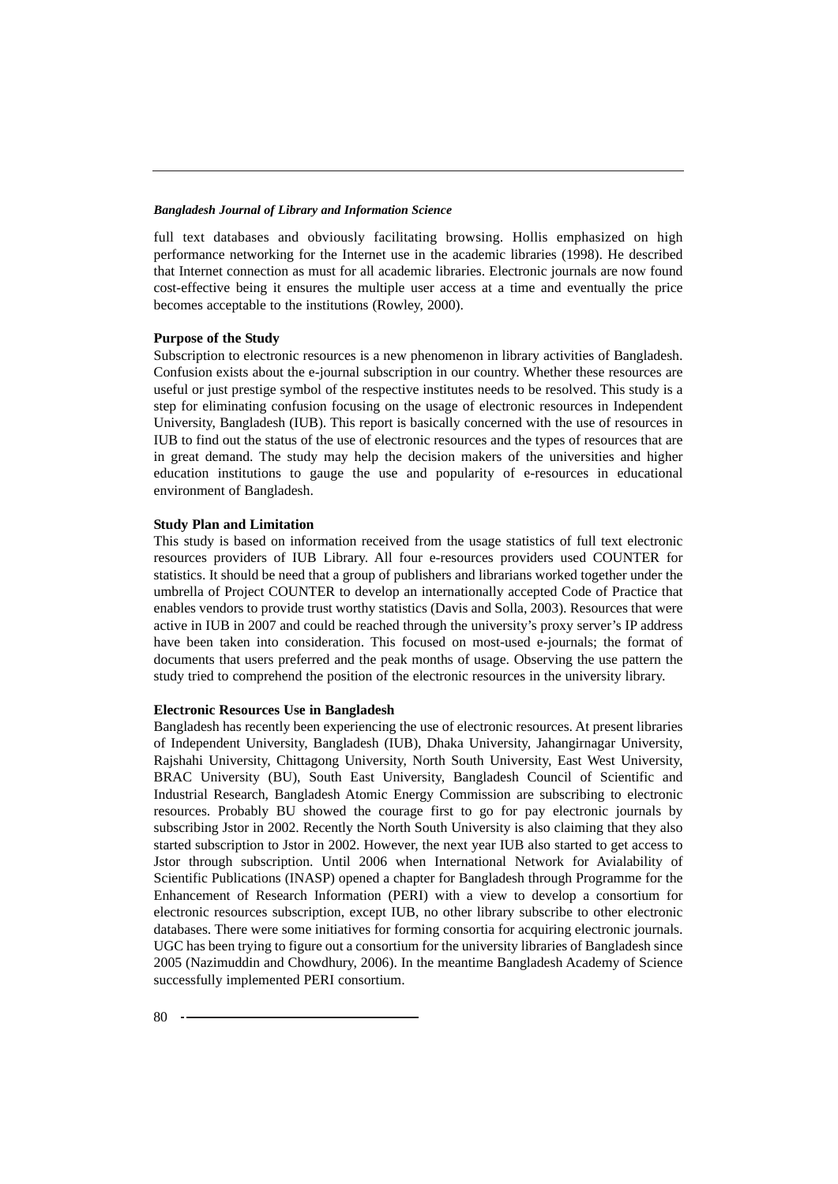full text databases and obviously facilitating browsing. Hollis emphasized on high performance networking for the Internet use in the academic libraries (1998). He described that Internet connection as must for all academic libraries. Electronic journals are now found cost-effective being it ensures the multiple user access at a time and eventually the price becomes acceptable to the institutions (Rowley, 2000).

**Purpose of the Study**

Subscription to electronic resources is a new phenomenon in library activities of Bangladesh. Confusion exists about the e-journal subscription in our country. Whether these resources are useful or just prestige symbol of the respective institutes needs to be resolved. This study is a step for eliminating confusion focusing on the usage of electronic resources in Independent University, Bangladesh (IUB). This report is basically concerned with the use of resources in IUB to find out the status of the use of electronic resources and the types of resources that are in great demand. The study may help the decision makers of the universities and higher education institutions to gauge the use and popularity of e-resources in educational environment of Bangladesh.

**Study Plan and Limitation**

This study is based on information received from the usage statistics of full text electronic resources providers of IUB Library. All four e-resources providers used COUNTER for statistics. It should be need that a group of publishers and librarians worked together under the umbrella of Project COUNTER to develop an internationally accepted Code of Practice that enables vendors to provide trust worthy statistics (Davis and Solla, 2003). Resources that were active in IUB in 2007 and could be reached through the university's proxy server's IP address have been taken into consideration. This focused on most-used e-journals; the format of documents that users preferred and the peak months of usage. Observing the use pattern the study tried to comprehend the position of the electronic resources in the university library.

**Electronic Resources Use in Bangladesh**

Bangladesh has recently been experiencing the use of electronic resources. At present libraries of Independent University, Bangladesh (IUB), Dhaka University, Jahangirnagar University, Rajshahi University, Chittagong University, North South University, East West University, BRAC University (BU), South East University, Bangladesh Council of Scientific and Industrial Research, Bangladesh Atomic Energy Commission are subscribing to electronic resources. Probably BU showed the courage first to go for pay electronic journals by subscribing Jstor in 2002. Recently the North South University is also claiming that they also started subscription to Jstor in 2002. However, the next year IUB also started to get access to Jstor through subscription. Until 2006 when International Network for Avialability of Scientific Publications (INASP) opened a chapter for Bangladesh through Programme for the Enhancement of Research Information (PERI) with a view to develop a consortium for electronic resources subscription, except IUB, no other library subscribe to other electronic databases. There were some initiatives for forming consortia for acquiring electronic journals. UGC has been trying to figure out a consortium for the university libraries of Bangladesh since 2005 (Nazimuddin and Chowdhury, 2006). In the meantime Bangladesh Academy of Science successfully implemented PERI consortium.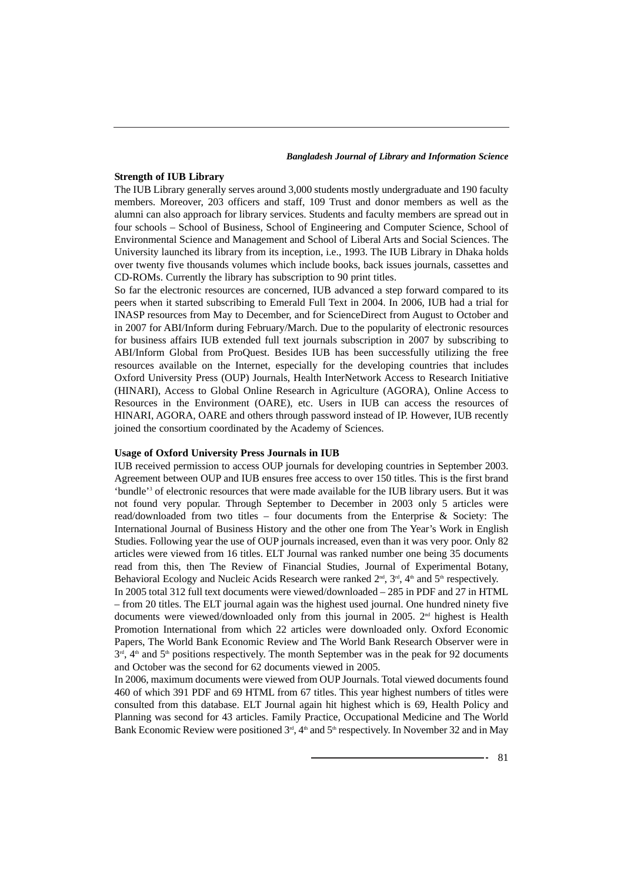**Strength of IUB Library**

The IUB Library generally serves around 3,000 students mostly undergraduate and 190 faculty members. Moreover, 203 officers and staff, 109 Trust and donor members as well as the alumni can also approach for library services. Students and faculty members are spread out in four schools – School of Business, School of Engineering and Computer Science, School of Environmental Science and Management and School of Liberal Arts and Social Sciences. The University launched its library from its inception, i.e., 1993. The IUB Library in Dhaka holds over twenty five thousands volumes which include books, back issues journals, cassettes and CD-ROMs. Currently the library has subscription to 90 print titles.

So far the electronic resources are concerned, IUB advanced a step forward compared to its peers when it started subscribing to Emerald Full Text in 2004. In 2006, IUB had a trial for INASP resources from May to December, and for ScienceDirect from August to October and in 2007 for ABI/Inform during February/March. Due to the popularity of electronic resources for business affairs IUB extended full text journals subscription in 2007 by subscribing to ABI/Inform Global from ProQuest. Besides IUB has been successfully utilizing the free resources available on the Internet, especially for the developing countries that includes Oxford University Press (OUP) Journals, Health InterNetwork Access to Research Initiative (HINARI), Access to Global Online Research in Agriculture (AGORA), Online Access to Resources in the Environment (OARE), etc. Users in IUB can access the resources of HINARI, AGORA, OARE and others through password instead of IP. However, IUB recently joined the consortium coordinated by the Academy of Sciences.

**Usage of Oxford University Press Journals in IUB**

IUB received permission to access OUP journals for developing countries in September 2003. Agreement between OUP and IUB ensures free access to over 150 titles. This is the first brand 'bundle'[3] of electronic resources that were made available for the IUB library users. But it was not found very popular. Through September to December in 2003 only 5 articles were read/downloaded from two titles – four documents from the Enterprise & Society: The International Journal of Business History and the other one from The Year's Work in English Studies. Following year the use of OUP journals increased, even than it was very poor. Only 82 articles were viewed from 16 titles. ELT Journal was ranked number one being 35 documents read from this, then The Review of Financial Studies, Journal of Experimental Botany, Behavioral Ecology and Nucleic Acids Research were ranked 2nd, 3rd, 4th and 5th respectively.

In 2005 total 312 full text documents were viewed/downloaded – 285 in PDF and 27 in HTML – from 20 titles. The ELT journal again was the highest used journal. One hundred ninety five documents were viewed/downloaded only from this journal in 2005. 2nd highest is Health Promotion International from which 22 articles were downloaded only. Oxford Economic Papers, The World Bank Economic Review and The World Bank Research Observer were in 3rd, 4th and 5th positions respectively. The month September was in the peak for 92 documents and October was the second for 62 documents viewed in 2005.

In 2006, maximum documents were viewed from OUP Journals. Total viewed documents found 460 of which 391 PDF and 69 HTML from 67 titles. This year highest numbers of titles were consulted from this database. ELT Journal again hit highest which is 69, Health Policy and Planning was second for 43 articles. Family Practice, Occupational Medicine and The World Bank Economic Review were positioned 3rd, 4th and 5th respectively. In November 32 and in May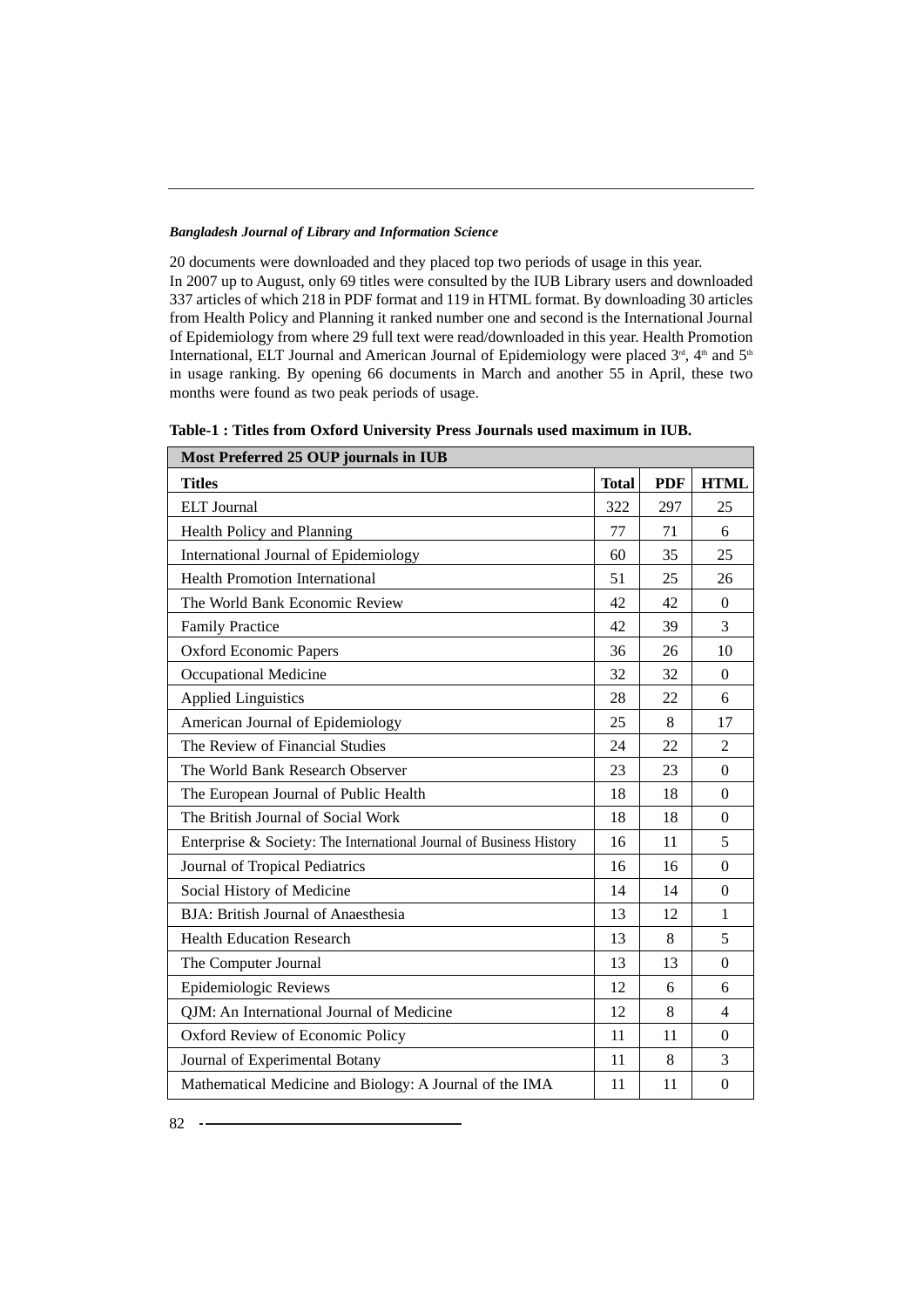20 documents were downloaded and they placed top two periods of usage in this year.

In 2007 up to August, only 69 titles were consulted by the IUB Library users and downloaded 337 articles of which 218 in PDF format and 119 in HTML format. By downloading 30 articles from Health Policy and Planning it ranked number one and second is the International Journal of Epidemiology from where 29 full text were read/downloaded in this year. Health Promotion International, ELT Journal and American Journal of Epidemiology were placed 3rd, 4th and 5th in usage ranking. By opening 66 documents in March and another 55 in April, these two months were found as two peak periods of usage.

**Table-1 : Titles from Oxford University Press Journals used maximum in IUB.**

| **Most Preferred 25 OUP journals in IUB** | | | |
|---|---|---|---|
| **Titles** | **Total** | **PDF** | **HTML** |
| ELT Journal | 322 | 297 | 25 |
| Health Policy and Planning | 77 | 71 | 6 |
| International Journal of Epidemiology | 60 | 35 | 25 |
| Health Promotion International | 51 | 25 | 26 |
| The World Bank Economic Review | 42 | 42 | 0 |
| Family Practice | 42 | 39 | 3 |
| Oxford Economic Papers | 36 | 26 | 10 |
| Occupational Medicine | 32 | 32 | 0 |
| Applied Linguistics | 28 | 22 | 6 |
| American Journal of Epidemiology | 25 | 8 | 17 |
| The Review of Financial Studies | 24 | 22 | 2 |
| The World Bank Research Observer | 23 | 23 | 0 |
| The European Journal of Public Health | 18 | 18 | 0 |
| The British Journal of Social Work | 18 | 18 | 0 |
| Enterprise & Society: The International Journal of Business History | 16 | 11 | 5 |
| Journal of Tropical Pediatrics | 16 | 16 | 0 |
| Social History of Medicine | 14 | 14 | 0 |
| BJA: British Journal of Anaesthesia | 13 | 12 | 1 |
| Health Education Research | 13 | 8 | 5 |
| The Computer Journal | 13 | 13 | 0 |
| Epidemiologic Reviews | 12 | 6 | 6 |
| QJM: An International Journal of Medicine | 12 | 8 | 4 |
| Oxford Review of Economic Policy | 11 | 11 | 0 |
| Journal of Experimental Botany | 11 | 8 | 3 |
| Mathematical Medicine and Biology: A Journal of the IMA | 11 | 11 | 0 |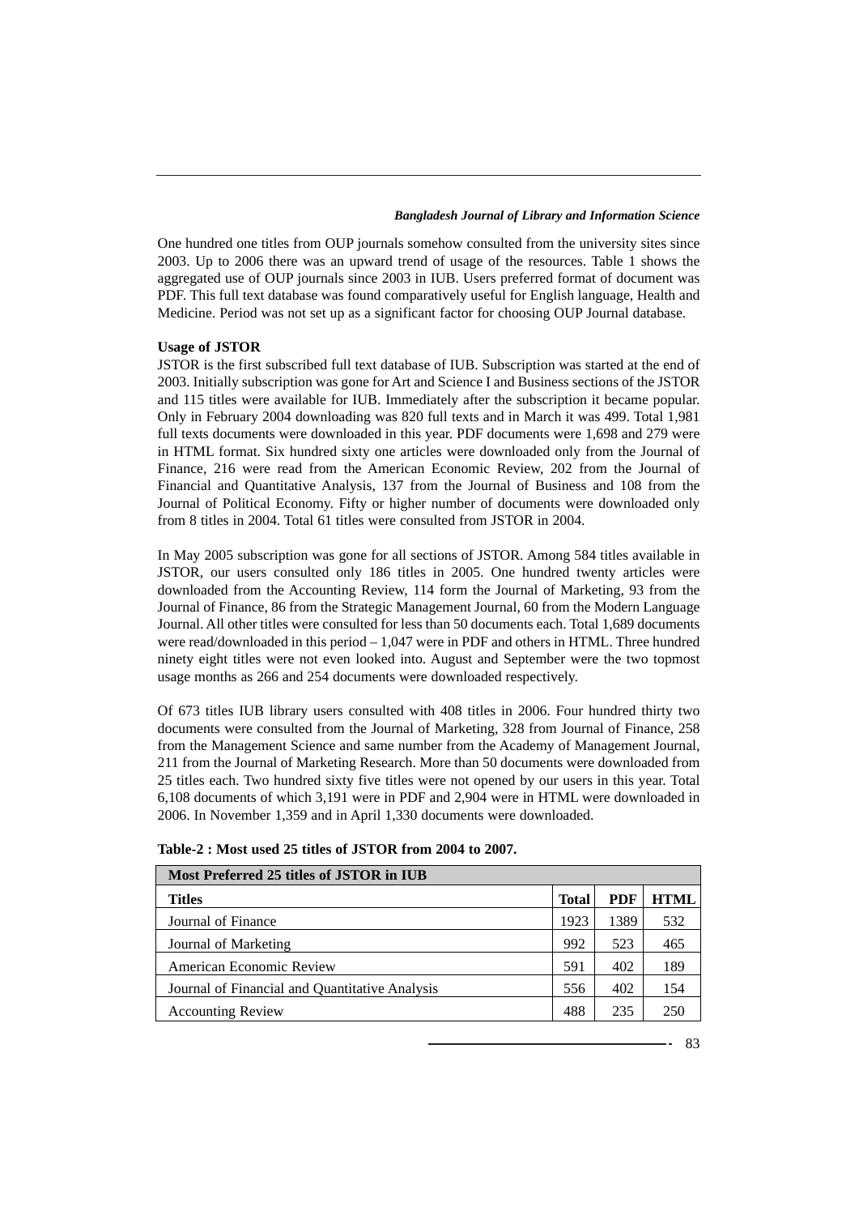One hundred one titles from OUP journals somehow consulted from the university sites since 2003. Up to 2006 there was an upward trend of usage of the resources. Table 1 shows the aggregated use of OUP journals since 2003 in IUB. Users preferred format of document was PDF. This full text database was found comparatively useful for English language, Health and Medicine. Period was not set up as a significant factor for choosing OUP Journal database.

**Usage of JSTOR**

JSTOR is the first subscribed full text database of IUB. Subscription was started at the end of 2003. Initially subscription was gone for Art and Science I and Business sections of the JSTOR and 115 titles were available for IUB. Immediately after the subscription it became popular. Only in February 2004 downloading was 820 full texts and in March it was 499. Total 1,981 full texts documents were downloaded in this year. PDF documents were 1,698 and 279 were in HTML format. Six hundred sixty one articles were downloaded only from the Journal of Finance, 216 were read from the American Economic Review, 202 from the Journal of Financial and Quantitative Analysis, 137 from the Journal of Business and 108 from the Journal of Political Economy. Fifty or higher number of documents were downloaded only from 8 titles in 2004. Total 61 titles were consulted from JSTOR in 2004.

In May 2005 subscription was gone for all sections of JSTOR. Among 584 titles available in JSTOR, our users consulted only 186 titles in 2005. One hundred twenty articles were downloaded from the Accounting Review, 114 form the Journal of Marketing, 93 from the Journal of Finance, 86 from the Strategic Management Journal, 60 from the Modern Language Journal. All other titles were consulted for less than 50 documents each. Total 1,689 documents were read/downloaded in this period – 1,047 were in PDF and others in HTML. Three hundred ninety eight titles were not even looked into. August and September were the two topmost usage months as 266 and 254 documents were downloaded respectively.

Of 673 titles IUB library users consulted with 408 titles in 2006. Four hundred thirty two documents were consulted from the Journal of Marketing, 328 from Journal of Finance, 258 from the Management Science and same number from the Academy of Management Journal, 211 from the Journal of Marketing Research. More than 50 documents were downloaded from 25 titles each. Two hundred sixty five titles were not opened by our users in this year. Total 6,108 documents of which 3,191 were in PDF and 2,904 were in HTML were downloaded in 2006. In November 1,359 and in April 1,330 documents were downloaded.

**Table-2 : Most used 25 titles of JSTOR from 2004 to 2007.**

| Most Preferred 25 titles of JSTOR in IUB | | | |
|---|---|---|---|
| **Titles** | **Total** | **PDF** | **HTML** |
| Journal of Finance | 1923 | 1389 | 532 |
| Journal of Marketing | 992 | 523 | 465 |
| American Economic Review | 591 | 402 | 189 |
| Journal of Financial and Quantitative Analysis | 556 | 402 | 154 |
| Accounting Review | 488 | 235 | 250 |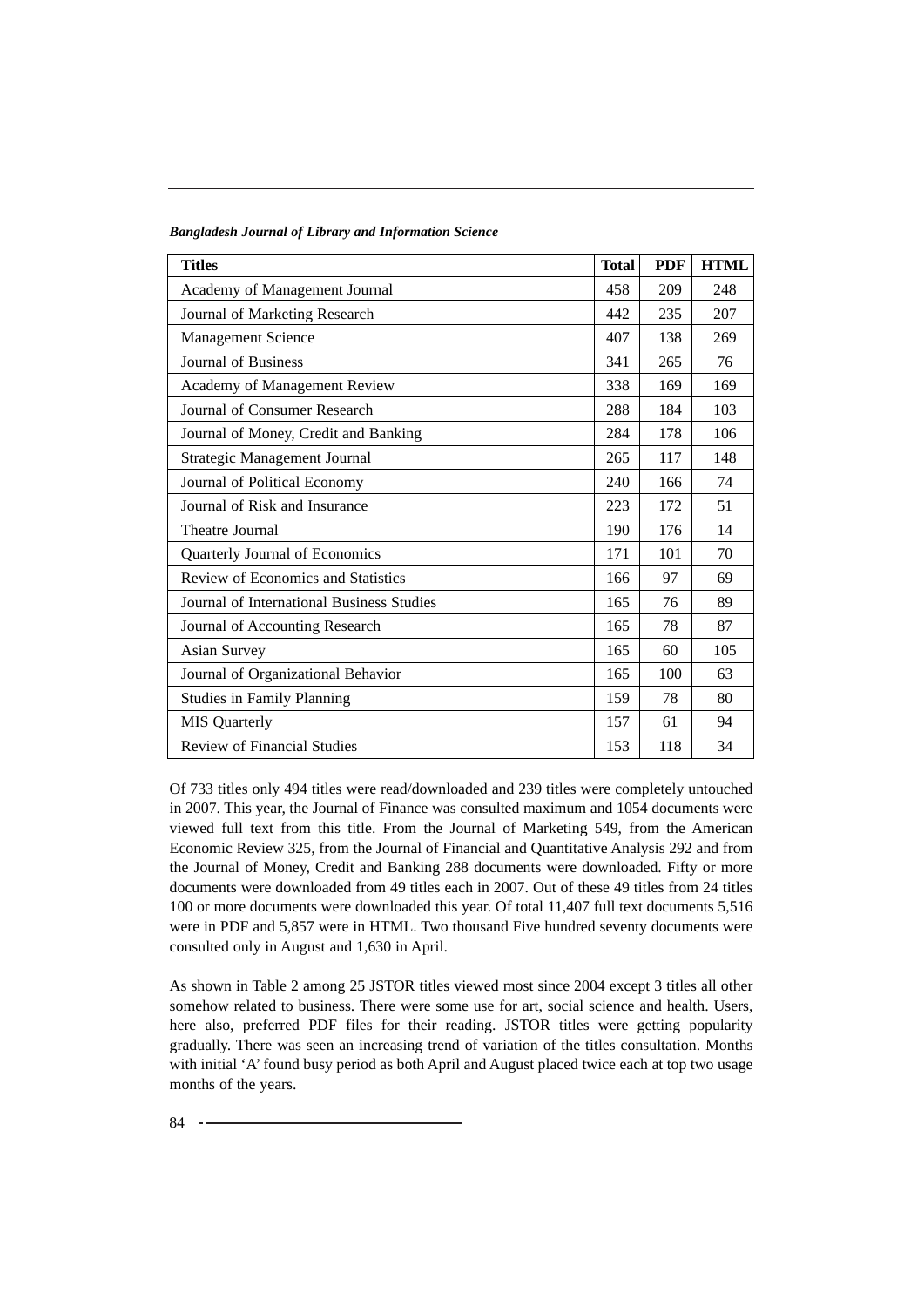| Titles | Total | PDF | HTML |
|---|---|---|---|
| Academy of Management Journal | 458 | 209 | 248 |
| Journal of Marketing Research | 442 | 235 | 207 |
| Management Science | 407 | 138 | 269 |
| Journal of Business | 341 | 265 | 76 |
| Academy of Management Review | 338 | 169 | 169 |
| Journal of Consumer Research | 288 | 184 | 103 |
| Journal of Money, Credit and Banking | 284 | 178 | 106 |
| Strategic Management Journal | 265 | 117 | 148 |
| Journal of Political Economy | 240 | 166 | 74 |
| Journal of Risk and Insurance | 223 | 172 | 51 |
| Theatre Journal | 190 | 176 | 14 |
| Quarterly Journal of Economics | 171 | 101 | 70 |
| Review of Economics and Statistics | 166 | 97 | 69 |
| Journal of International Business Studies | 165 | 76 | 89 |
| Journal of Accounting Research | 165 | 78 | 87 |
| Asian Survey | 165 | 60 | 105 |
| Journal of Organizational Behavior | 165 | 100 | 63 |
| Studies in Family Planning | 159 | 78 | 80 |
| MIS Quarterly | 157 | 61 | 94 |
| Review of Financial Studies | 153 | 118 | 34 |

Of 733 titles only 494 titles were read/downloaded and 239 titles were completely untouched in 2007. This year, the Journal of Finance was consulted maximum and 1054 documents were viewed full text from this title. From the Journal of Marketing 549, from the American Economic Review 325, from the Journal of Financial and Quantitative Analysis 292 and from the Journal of Money, Credit and Banking 288 documents were downloaded. Fifty or more documents were downloaded from 49 titles each in 2007. Out of these 49 titles from 24 titles 100 or more documents were downloaded this year. Of total 11,407 full text documents 5,516 were in PDF and 5,857 were in HTML. Two thousand Five hundred seventy documents were consulted only in August and 1,630 in April.

As shown in Table 2 among 25 JSTOR titles viewed most since 2004 except 3 titles all other somehow related to business. There were some use for art, social science and health. Users, here also, preferred PDF files for their reading. JSTOR titles were getting popularity gradually. There was seen an increasing trend of variation of the titles consultation. Months with initial 'A' found busy period as both April and August placed twice each at top two usage months of the years.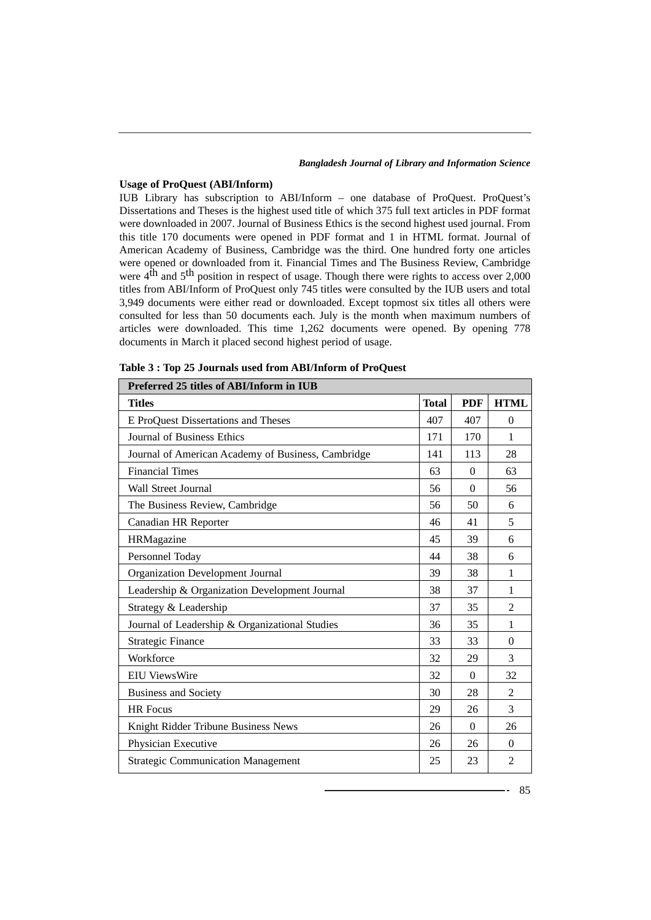### Usage of ProQuest (ABI/Inform)

IUB Library has subscription to ABI/Inform – one database of ProQuest. ProQuest's Dissertations and Theses is the highest used title of which 375 full text articles in PDF format were downloaded in 2007. Journal of Business Ethics is the second highest used journal. From this title 170 documents were opened in PDF format and 1 in HTML format. Journal of American Academy of Business, Cambridge was the third. One hundred forty one articles were opened or downloaded from it. Financial Times and The Business Review, Cambridge were 4th and 5th position in respect of usage. Though there were rights to access over 2,000 titles from ABI/Inform of ProQuest only 745 titles were consulted by the IUB users and total 3,949 documents were either read or downloaded. Except topmost six titles all others were consulted for less than 50 documents each. July is the month when maximum numbers of articles were downloaded. This time 1,262 documents were opened. By opening 778 documents in March it placed second highest period of usage.

**Table 3 : Top 25 Journals used from ABI/Inform of ProQuest**

| Preferred 25 titles of ABI/Inform in IUB | | | |
|---|---|---|---|
| **Titles** | **Total** | **PDF** | **HTML** |
| E ProQuest Dissertations and Theses | 407 | 407 | 0 |
| Journal of Business Ethics | 171 | 170 | 1 |
| Journal of American Academy of Business, Cambridge | 141 | 113 | 28 |
| Financial Times | 63 | 0 | 63 |
| Wall Street Journal | 56 | 0 | 56 |
| The Business Review, Cambridge | 56 | 50 | 6 |
| Canadian HR Reporter | 46 | 41 | 5 |
| HRMagazine | 45 | 39 | 6 |
| Personnel Today | 44 | 38 | 6 |
| Organization Development Journal | 39 | 38 | 1 |
| Leadership & Organization Development Journal | 38 | 37 | 1 |
| Strategy & Leadership | 37 | 35 | 2 |
| Journal of Leadership & Organizational Studies | 36 | 35 | 1 |
| Strategic Finance | 33 | 33 | 0 |
| Workforce | 32 | 29 | 3 |
| EIU ViewsWire | 32 | 0 | 32 |
| Business and Society | 30 | 28 | 2 |
| HR Focus | 29 | 26 | 3 |
| Knight Ridder Tribune Business News | 26 | 0 | 26 |
| Physician Executive | 26 | 26 | 0 |
| Strategic Communication Management | 25 | 23 | 2 |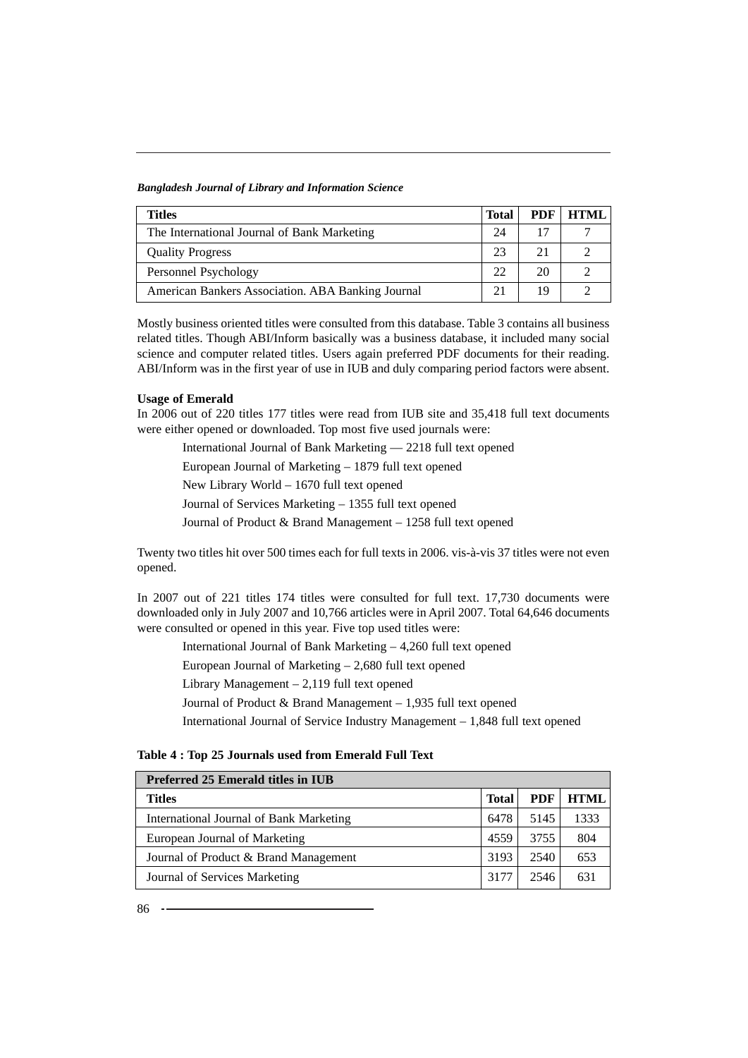| Titles | Total | PDF | HTML |
|---|---|---|---|
| The International Journal of Bank Marketing | 24 | 17 | 7 |
| Quality Progress | 23 | 21 | 2 |
| Personnel Psychology | 22 | 20 | 2 |
| American Bankers Association. ABA Banking Journal | 21 | 19 | 2 |

Mostly business oriented titles were consulted from this database. Table 3 contains all business related titles. Though ABI/Inform basically was a business database, it included many social science and computer related titles. Users again preferred PDF documents for their reading. ABI/Inform was in the first year of use in IUB and duly comparing period factors were absent.

**Usage of Emerald**

In 2006 out of 220 titles 177 titles were read from IUB site and 35,418 full text documents were either opened or downloaded. Top most five used journals were:

International Journal of Bank Marketing — 2218 full text opened

European Journal of Marketing – 1879 full text opened

New Library World – 1670 full text opened

Journal of Services Marketing – 1355 full text opened

Journal of Product & Brand Management – 1258 full text opened

Twenty two titles hit over 500 times each for full texts in 2006. vis-à-vis 37 titles were not even opened.

In 2007 out of 221 titles 174 titles were consulted for full text. 17,730 documents were downloaded only in July 2007 and 10,766 articles were in April 2007. Total 64,646 documents were consulted or opened in this year. Five top used titles were:

International Journal of Bank Marketing – 4,260 full text opened

European Journal of Marketing – 2,680 full text opened

Library Management – 2,119 full text opened

Journal of Product & Brand Management – 1,935 full text opened

International Journal of Service Industry Management – 1,848 full text opened

**Table 4 : Top 25 Journals used from Emerald Full Text**

| Preferred 25 Emerald titles in IUB | | | |
|---|---|---|---|
| **Titles** | **Total** | **PDF** | **HTML** |
| International Journal of Bank Marketing | 6478 | 5145 | 1333 |
| European Journal of Marketing | 4559 | 3755 | 804 |
| Journal of Product & Brand Management | 3193 | 2540 | 653 |
| Journal of Services Marketing | 3177 | 2546 | 631 |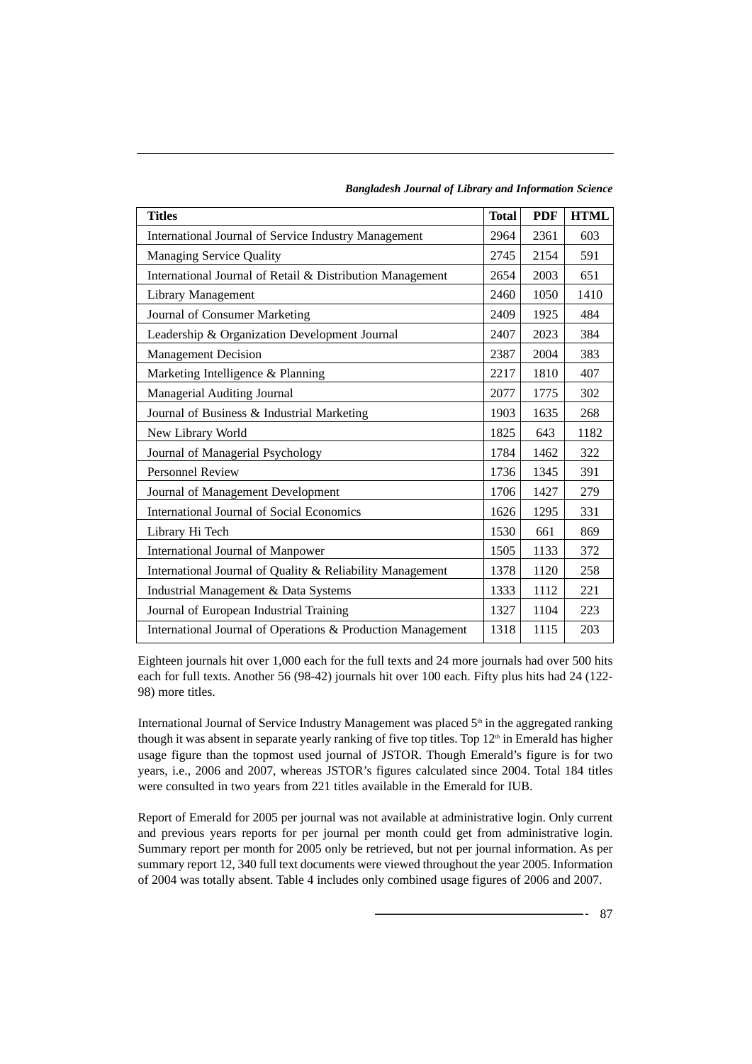| Titles | Total | PDF | HTML |
|---|---|---|---|
| International Journal of Service Industry Management | 2964 | 2361 | 603 |
| Managing Service Quality | 2745 | 2154 | 591 |
| International Journal of Retail & Distribution Management | 2654 | 2003 | 651 |
| Library Management | 2460 | 1050 | 1410 |
| Journal of Consumer Marketing | 2409 | 1925 | 484 |
| Leadership & Organization Development Journal | 2407 | 2023 | 384 |
| Management Decision | 2387 | 2004 | 383 |
| Marketing Intelligence & Planning | 2217 | 1810 | 407 |
| Managerial Auditing Journal | 2077 | 1775 | 302 |
| Journal of Business & Industrial Marketing | 1903 | 1635 | 268 |
| New Library World | 1825 | 643 | 1182 |
| Journal of Managerial Psychology | 1784 | 1462 | 322 |
| Personnel Review | 1736 | 1345 | 391 |
| Journal of Management Development | 1706 | 1427 | 279 |
| International Journal of Social Economics | 1626 | 1295 | 331 |
| Library Hi Tech | 1530 | 661 | 869 |
| International Journal of Manpower | 1505 | 1133 | 372 |
| International Journal of Quality & Reliability Management | 1378 | 1120 | 258 |
| Industrial Management & Data Systems | 1333 | 1112 | 221 |
| Journal of European Industrial Training | 1327 | 1104 | 223 |
| International Journal of Operations & Production Management | 1318 | 1115 | 203 |

Eighteen journals hit over 1,000 each for the full texts and 24 more journals had over 500 hits each for full texts. Another 56 (98-42) journals hit over 100 each. Fifty plus hits had 24 (122-98) more titles.

International Journal of Service Industry Management was placed 5th in the aggregated ranking though it was absent in separate yearly ranking of five top titles. Top 12th in Emerald has higher usage figure than the topmost used journal of JSTOR. Though Emerald's figure is for two years, i.e., 2006 and 2007, whereas JSTOR's figures calculated since 2004. Total 184 titles were consulted in two years from 221 titles available in the Emerald for IUB.

Report of Emerald for 2005 per journal was not available at administrative login. Only current and previous years reports for per journal per month could get from administrative login. Summary report per month for 2005 only be retrieved, but not per journal information. As per summary report 12, 340 full text documents were viewed throughout the year 2005. Information of 2004 was totally absent. Table 4 includes only combined usage figures of 2006 and 2007.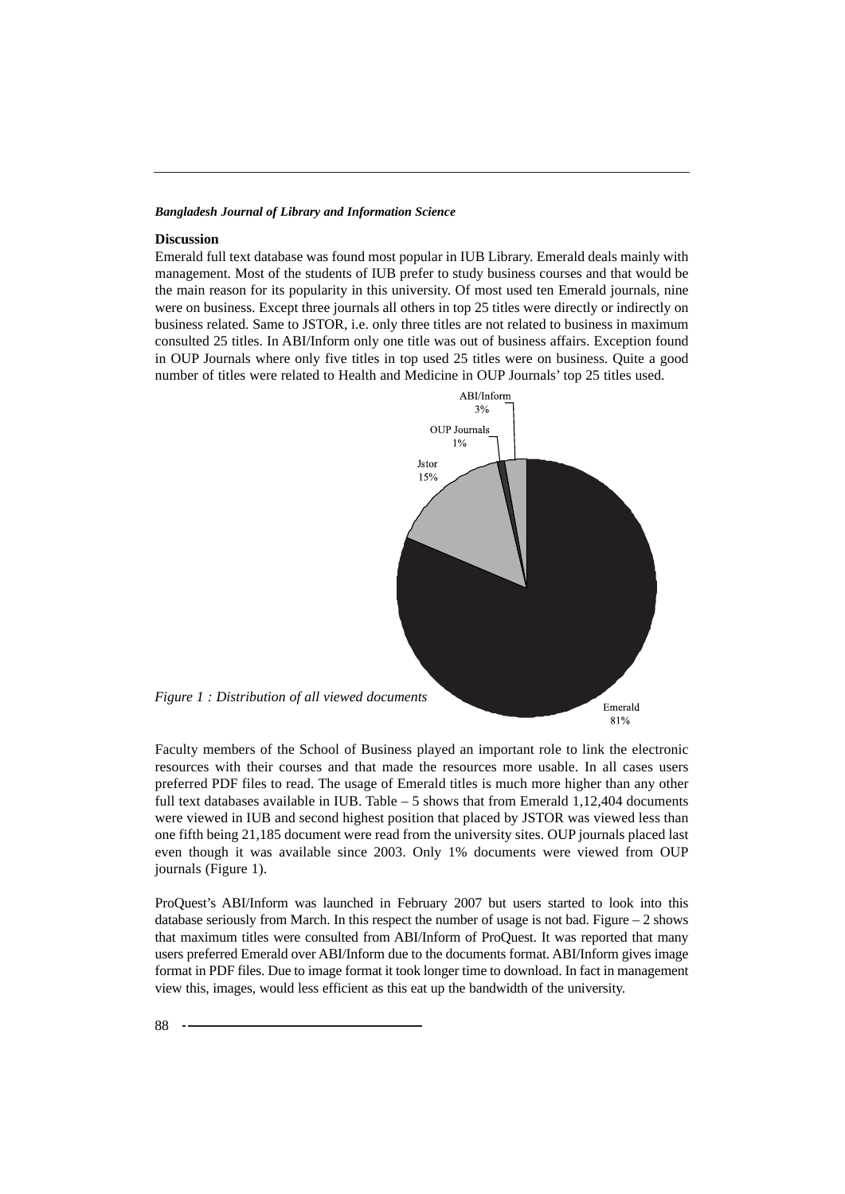**Discussion**

Emerald full text database was found most popular in IUB Library. Emerald deals mainly with management. Most of the students of IUB prefer to study business courses and that would be the main reason for its popularity in this university. Of most used ten Emerald journals, nine were on business. Except three journals all others in top 25 titles were directly or indirectly on business related. Same to JSTOR, i.e. only three titles are not related to business in maximum consulted 25 titles. In ABI/Inform only one title was out of business affairs. Exception found in OUP Journals where only five titles in top used 25 titles were on business. Quite a good number of titles were related to Health and Medicine in OUP Journals' top 25 titles used.

*Figure 1 : Distribution of all viewed documents*

Faculty members of the School of Business played an important role to link the electronic resources with their courses and that made the resources more usable. In all cases users preferred PDF files to read. The usage of Emerald titles is much more higher than any other full text databases available in IUB. Table – 5 shows that from Emerald 1,12,404 documents were viewed in IUB and second highest position that placed by JSTOR was viewed less than one fifth being 21,185 document were read from the university sites. OUP journals placed last even though it was available since 2003. Only 1% documents were viewed from OUP journals (Figure 1).

ProQuest's ABI/Inform was launched in February 2007 but users started to look into this database seriously from March. In this respect the number of usage is not bad. Figure – 2 shows that maximum titles were consulted from ABI/Inform of ProQuest. It was reported that many users preferred Emerald over ABI/Inform due to the documents format. ABI/Inform gives image format in PDF files. Due to image format it took longer time to download. In fact in management view this, images, would less efficient as this eat up the bandwidth of the university.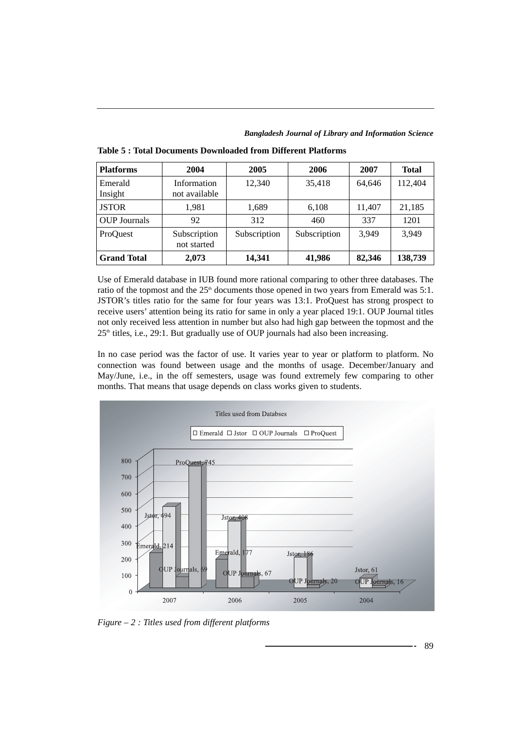**Table 5 : Total Documents Downloaded from Different Platforms**

| Platforms | 2004 | 2005 | 2006 | 2007 | Total |
|---|---|---|---|---|---|
| Emerald Insight | Information not available | 12,340 | 35,418 | 64,646 | 112,404 |
| JSTOR | 1,981 | 1,689 | 6,108 | 11,407 | 21,185 |
| OUP Journals | 92 | 312 | 460 | 337 | 1201 |
| ProQuest | Subscription not started | Subscription | Subscription | 3,949 | 3,949 |
| **Grand Total** | **2,073** | **14,341** | **41,986** | **82,346** | **138,739** |

Use of Emerald database in IUB found more rational comparing to other three databases. The ratio of the topmost and the 25th documents those opened in two years from Emerald was 5:1. JSTOR's titles ratio for the same for four years was 13:1. ProQuest has strong prospect to receive users' attention being its ratio for same in only a year placed 19:1. OUP Journal titles not only received less attention in number but also had high gap between the topmost and the 25th titles, i.e., 29:1. But gradually use of OUP journals had also been increasing.

In no case period was the factor of use. It varies year to year or platform to platform. No connection was found between usage and the months of usage. December/January and May/June, i.e., in the off semesters, usage was found extremely few comparing to other months. That means that usage depends on class works given to students.

*Figure – 2 : Titles used from different platforms*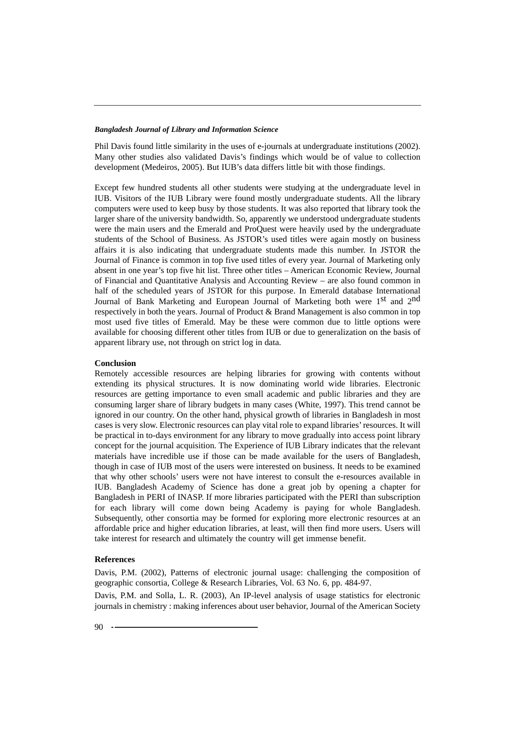Phil Davis found little similarity in the uses of e-journals at undergraduate institutions (2002). Many other studies also validated Davis's findings which would be of value to collection development (Medeiros, 2005). But IUB's data differs little bit with those findings.

Except few hundred students all other students were studying at the undergraduate level in IUB. Visitors of the IUB Library were found mostly undergraduate students. All the library computers were used to keep busy by those students. It was also reported that library took the larger share of the university bandwidth. So, apparently we understood undergraduate students were the main users and the Emerald and ProQuest were heavily used by the undergraduate students of the School of Business. As JSTOR's used titles were again mostly on business affairs it is also indicating that undergraduate students made this number. In JSTOR the Journal of Finance is common in top five used titles of every year. Journal of Marketing only absent in one year's top five hit list. Three other titles – American Economic Review, Journal of Financial and Quantitative Analysis and Accounting Review – are also found common in half of the scheduled years of JSTOR for this purpose. In Emerald database International Journal of Bank Marketing and European Journal of Marketing both were 1st and 2nd respectively in both the years. Journal of Product & Brand Management is also common in top most used five titles of Emerald. May be these were common due to little options were available for choosing different other titles from IUB or due to generalization on the basis of apparent library use, not through on strict log in data.

**Conclusion**

Remotely accessible resources are helping libraries for growing with contents without extending its physical structures. It is now dominating world wide libraries. Electronic resources are getting importance to even small academic and public libraries and they are consuming larger share of library budgets in many cases (White, 1997). This trend cannot be ignored in our country. On the other hand, physical growth of libraries in Bangladesh in most cases is very slow. Electronic resources can play vital role to expand libraries' resources. It will be practical in to-days environment for any library to move gradually into access point library concept for the journal acquisition. The Experience of IUB Library indicates that the relevant materials have incredible use if those can be made available for the users of Bangladesh, though in case of IUB most of the users were interested on business. It needs to be examined that why other schools' users were not have interest to consult the e-resources available in IUB. Bangladesh Academy of Science has done a great job by opening a chapter for Bangladesh in PERI of INASP. If more libraries participated with the PERI than subscription for each library will come down being Academy is paying for whole Bangladesh. Subsequently, other consortia may be formed for exploring more electronic resources at an affordable price and higher education libraries, at least, will then find more users. Users will take interest for research and ultimately the country will get immense benefit.

**References**

Davis, P.M. (2002), Patterns of electronic journal usage: challenging the composition of geographic consortia, College & Research Libraries, Vol. 63 No. 6, pp. 484-97.

Davis, P.M. and Solla, L. R. (2003), An IP-level analysis of usage statistics for electronic journals in chemistry : making inferences about user behavior, Journal of the American Society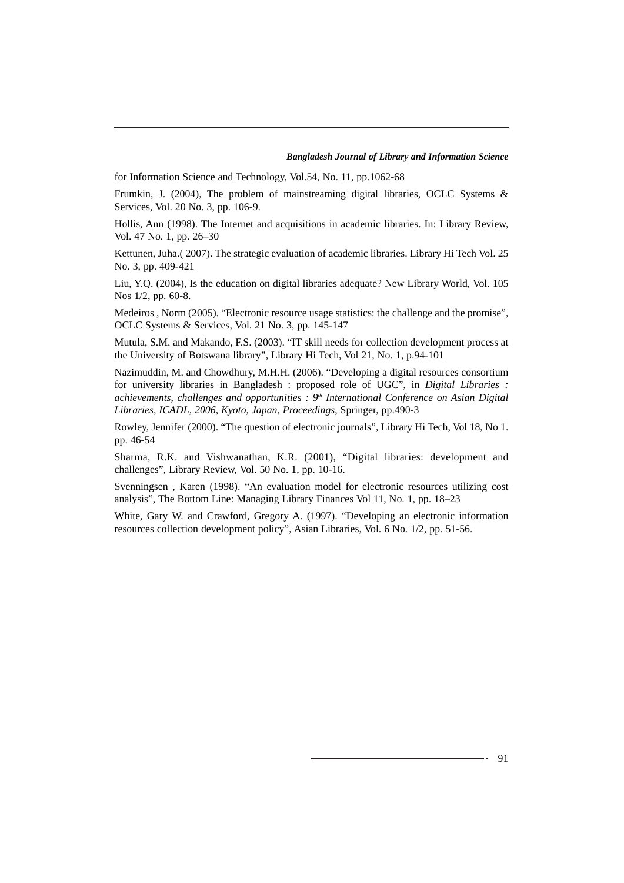for Information Science and Technology, Vol.54, No. 11, pp.1062-68

Frumkin, J. (2004), The problem of mainstreaming digital libraries, OCLC Systems & Services, Vol. 20 No. 3, pp. 106-9.

Hollis, Ann (1998). The Internet and acquisitions in academic libraries. In: Library Review, Vol. 47 No. 1, pp. 26–30

Kettunen, Juha.( 2007). The strategic evaluation of academic libraries. Library Hi Tech Vol. 25 No. 3, pp. 409-421

Liu, Y.Q. (2004), Is the education on digital libraries adequate? New Library World, Vol. 105 Nos 1/2, pp. 60-8.

Medeiros , Norm (2005). "Electronic resource usage statistics: the challenge and the promise", OCLC Systems & Services, Vol. 21 No. 3, pp. 145-147

Mutula, S.M. and Makando, F.S. (2003). "IT skill needs for collection development process at the University of Botswana library", Library Hi Tech, Vol 21, No. 1, p.94-101

Nazimuddin, M. and Chowdhury, M.H.H. (2006). "Developing a digital resources consortium for university libraries in Bangladesh : proposed role of UGC", in *Digital Libraries : achievements, challenges and opportunities : 9th International Conference on Asian Digital Libraries, ICADL, 2006, Kyoto, Japan, Proceedings*, Springer, pp.490-3

Rowley, Jennifer (2000). "The question of electronic journals", Library Hi Tech, Vol 18, No 1. pp. 46-54

Sharma, R.K. and Vishwanathan, K.R. (2001), "Digital libraries: development and challenges", Library Review, Vol. 50 No. 1, pp. 10-16.

Svenningsen , Karen (1998). "An evaluation model for electronic resources utilizing cost analysis", The Bottom Line: Managing Library Finances Vol 11, No. 1, pp. 18–23

White, Gary W. and Crawford, Gregory A. (1997). "Developing an electronic information resources collection development policy", Asian Libraries, Vol. 6 No. 1/2, pp. 51-56.